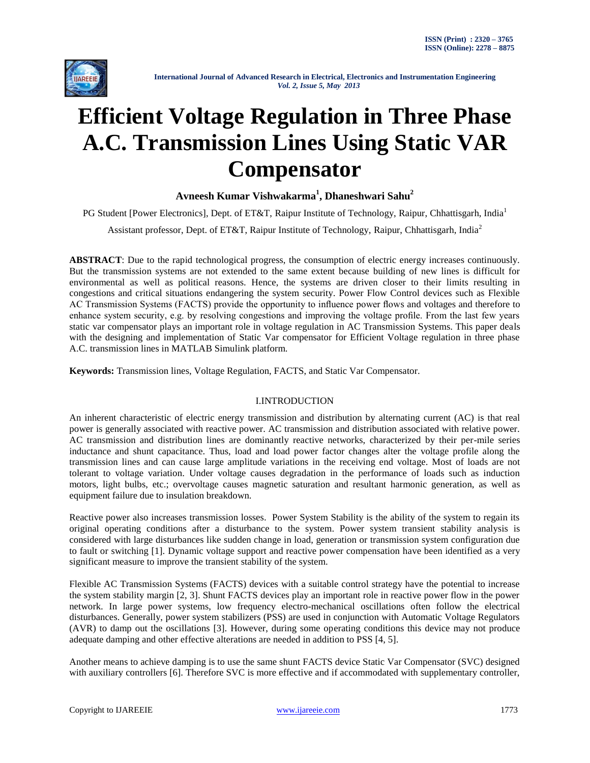# Efficient Voltage Regulation in Three Phase A.C. Transmission Lines Using Static VAR Compensator

**Avneesh Kumar Vishwakarma[1], Dhaneshwari Sahu[2]**

PG Student [Power Electronics], Dept. of ET&T, Raipur Institute of Technology, Raipur, Chhattisgarh, India[1]

Assistant professor, Dept. of ET&T, Raipur Institute of Technology, Raipur, Chhattisgarh, India[2]

**ABSTRACT**: Due to the rapid technological progress, the consumption of electric energy increases continuously. But the transmission systems are not extended to the same extent because building of new lines is difficult for environmental as well as political reasons. Hence, the systems are driven closer to their limits resulting in congestions and critical situations endangering the system security. Power Flow Control devices such as Flexible AC Transmission Systems (FACTS) provide the opportunity to influence power flows and voltages and therefore to enhance system security, e.g. by resolving congestions and improving the voltage profile. From the last few years static var compensator plays an important role in voltage regulation in AC Transmission Systems. This paper deals with the designing and implementation of Static Var compensator for Efficient Voltage regulation in three phase A.C. transmission lines in MATLAB Simulink platform.

**Keywords:** Transmission lines, Voltage Regulation, FACTS, and Static Var Compensator.

## I.INTRODUCTION

An inherent characteristic of electric energy transmission and distribution by alternating current (AC) is that real power is generally associated with reactive power. AC transmission and distribution associated with relative power. AC transmission and distribution lines are dominantly reactive networks, characterized by their per-mile series inductance and shunt capacitance. Thus, load and load power factor changes alter the voltage profile along the transmission lines and can cause large amplitude variations in the receiving end voltage. Most of loads are not tolerant to voltage variation. Under voltage causes degradation in the performance of loads such as induction motors, light bulbs, etc.; overvoltage causes magnetic saturation and resultant harmonic generation, as well as equipment failure due to insulation breakdown.

Reactive power also increases transmission losses. Power System Stability is the ability of the system to regain its original operating conditions after a disturbance to the system. Power system transient stability analysis is considered with large disturbances like sudden change in load, generation or transmission system configuration due to fault or switching [1]. Dynamic voltage support and reactive power compensation have been identified as a very significant measure to improve the transient stability of the system.

Flexible AC Transmission Systems (FACTS) devices with a suitable control strategy have the potential to increase the system stability margin [2, 3]. Shunt FACTS devices play an important role in reactive power flow in the power network. In large power systems, low frequency electro-mechanical oscillations often follow the electrical disturbances. Generally, power system stabilizers (PSS) are used in conjunction with Automatic Voltage Regulators (AVR) to damp out the oscillations [3]. However, during some operating conditions this device may not produce adequate damping and other effective alterations are needed in addition to PSS [4, 5].

Another means to achieve damping is to use the same shunt FACTS device Static Var Compensator (SVC) designed with auxiliary controllers [6]. Therefore SVC is more effective and if accommodated with supplementary controller,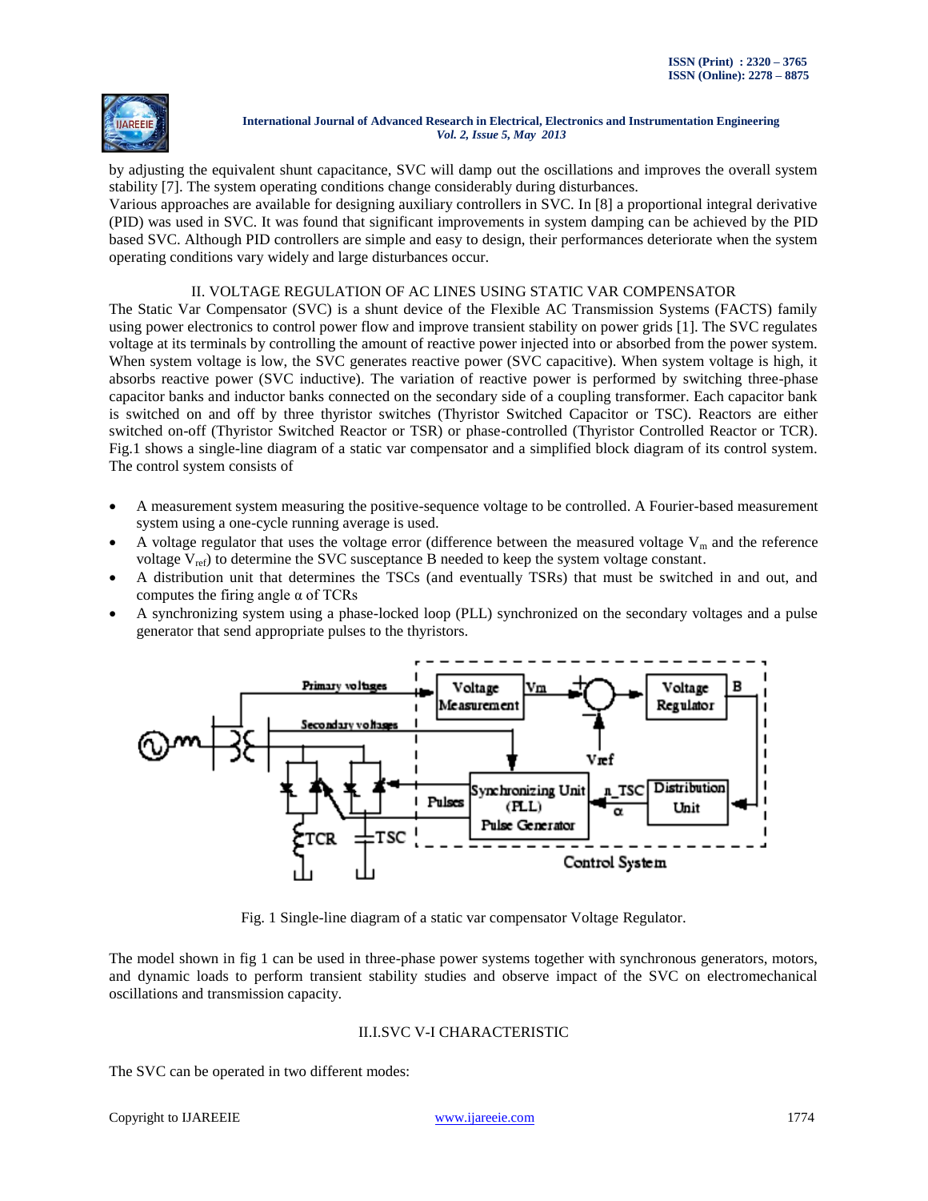by adjusting the equivalent shunt capacitance, SVC will damp out the oscillations and improves the overall system stability [7]. The system operating conditions change considerably during disturbances.

Various approaches are available for designing auxiliary controllers in SVC. In [8] a proportional integral derivative (PID) was used in SVC. It was found that significant improvements in system damping can be achieved by the PID based SVC. Although PID controllers are simple and easy to design, their performances deteriorate when the system operating conditions vary widely and large disturbances occur.

## II. VOLTAGE REGULATION OF AC LINES USING STATIC VAR COMPENSATOR

The Static Var Compensator (SVC) is a shunt device of the Flexible AC Transmission Systems (FACTS) family using power electronics to control power flow and improve transient stability on power grids [1]. The SVC regulates voltage at its terminals by controlling the amount of reactive power injected into or absorbed from the power system. When system voltage is low, the SVC generates reactive power (SVC capacitive). When system voltage is high, it absorbs reactive power (SVC inductive). The variation of reactive power is performed by switching three-phase capacitor banks and inductor banks connected on the secondary side of a coupling transformer. Each capacitor bank is switched on and off by three thyristor switches (Thyristor Switched Capacitor or TSC). Reactors are either switched on-off (Thyristor Switched Reactor or TSR) or phase-controlled (Thyristor Controlled Reactor or TCR). Fig.1 shows a single-line diagram of a static var compensator and a simplified block diagram of its control system. The control system consists of

- A measurement system measuring the positive-sequence voltage to be controlled. A Fourier-based measurement system using a one-cycle running average is used.
- A voltage regulator that uses the voltage error (difference between the measured voltage $V_m$ and the reference voltage $V_{ref}$) to determine the SVC susceptance B needed to keep the system voltage constant.
- A distribution unit that determines the TSCs (and eventually TSRs) that must be switched in and out, and computes the firing angle $\alpha$ of TCRs
- A synchronizing system using a phase-locked loop (PLL) synchronized on the secondary voltages and a pulse generator that send appropriate pulses to the thyristors.

Fig. 1 Single-line diagram of a static var compensator Voltage Regulator.

The model shown in fig 1 can be used in three-phase power systems together with synchronous generators, motors, and dynamic loads to perform transient stability studies and observe impact of the SVC on electromechanical oscillations and transmission capacity.

### II.I.SVC V-I CHARACTERISTIC

The SVC can be operated in two different modes: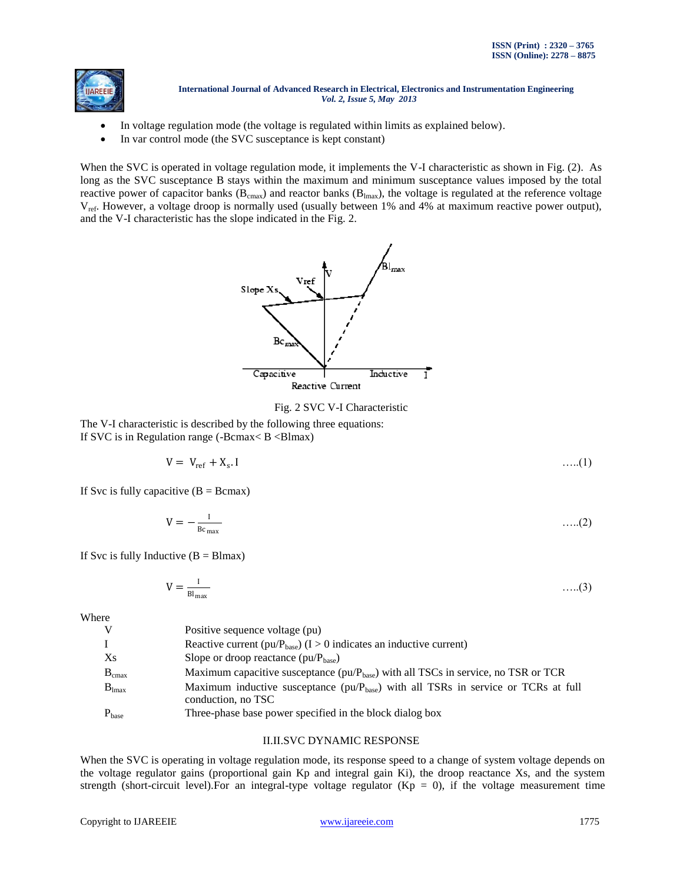- In voltage regulation mode (the voltage is regulated within limits as explained below).
- In var control mode (the SVC susceptance is kept constant)

When the SVC is operated in voltage regulation mode, it implements the V-I characteristic as shown in Fig. (2). As long as the SVC susceptance B stays within the maximum and minimum susceptance values imposed by the total reactive power of capacitor banks ($B_{cmax}$) and reactor banks ($B_{lmax}$), the voltage is regulated at the reference voltage $V_{ref}$. However, a voltage droop is normally used (usually between 1% and 4% at maximum reactive power output), and the V-I characteristic has the slope indicated in the Fig. 2.

Fig. 2 SVC V-I Characteristic

The V-I characteristic is described by the following three equations:
If SVC is in Regulation range (-Bcmax< B <Blmax)

$$V = V_{ref} + X_s . I \qquad .....(1)$$

If Svc is fully capacitive (B = Bcmax)

$$V = -\frac{I}{Bc_{max}} \qquad .....(2)$$

If Svc is fully Inductive (B = Blmax)

$$V = \frac{I}{Bl_{max}} \qquad .....(3)$$

Where

| | |
|---|---|
| V | Positive sequence voltage (pu) |
| I | Reactive current (pu/$P_{base}$) (I > 0 indicates an inductive current) |
| Xs | Slope or droop reactance (pu/$P_{base}$) |
| $B_{cmax}$ | Maximum capacitive susceptance (pu/$P_{base}$) with all TSCs in service, no TSR or TCR |
| $B_{lmax}$ | Maximum inductive susceptance (pu/$P_{base}$) with all TSRs in service or TCRs at full conduction, no TSC |
| $P_{base}$ | Three-phase base power specified in the block dialog box |

## II.II.SVC DYNAMIC RESPONSE

When the SVC is operating in voltage regulation mode, its response speed to a change of system voltage depends on the voltage regulator gains (proportional gain Kp and integral gain Ki), the droop reactance Xs, and the system strength (short-circuit level).For an integral-type voltage regulator (Kp = 0), if the voltage measurement time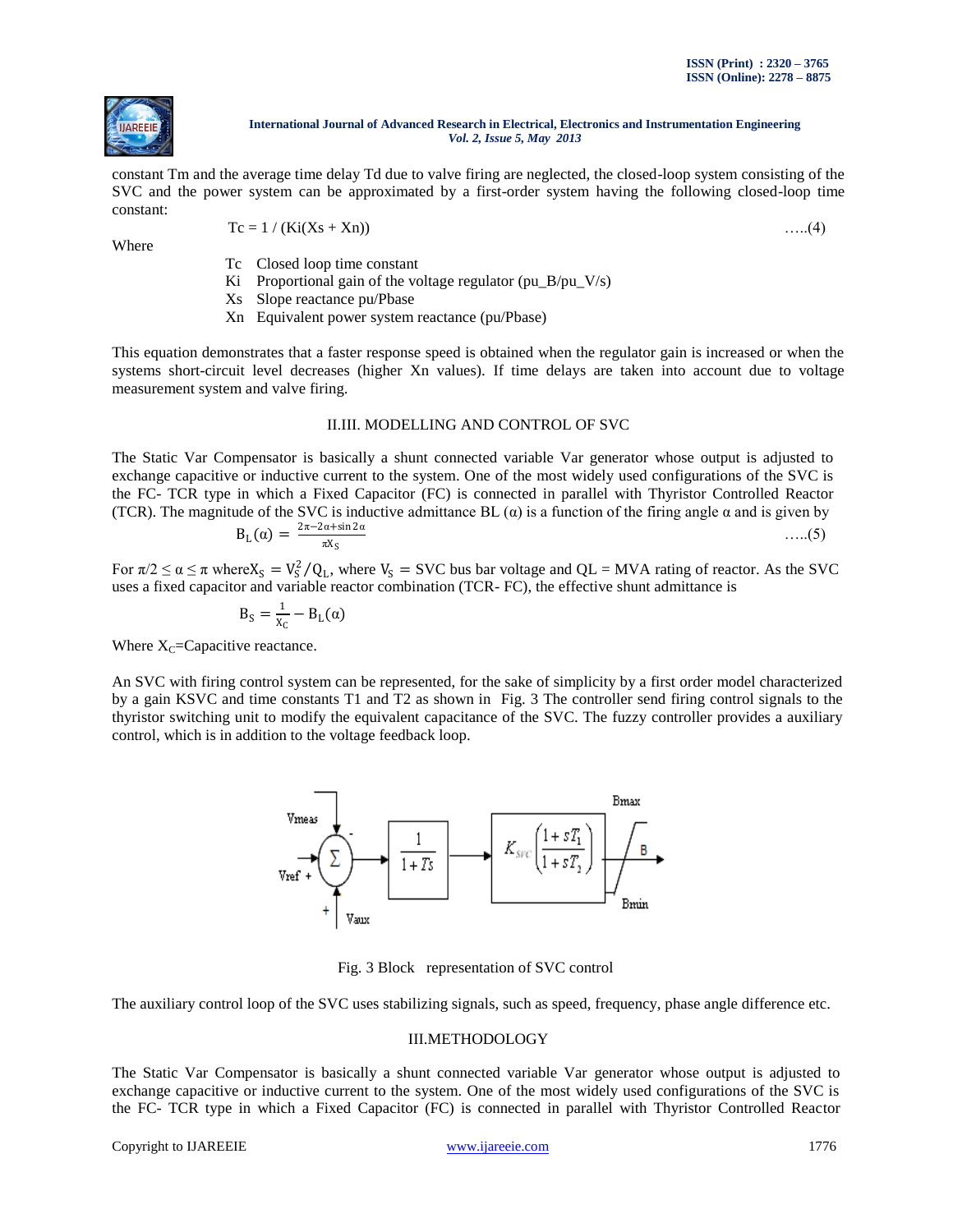constant Tm and the average time delay Td due to valve firing are neglected, the closed-loop system consisting of the SVC and the power system can be approximated by a first-order system having the following closed-loop time constant:

$$Tc = 1 / (Ki(Xs + Xn)) \quad .....(4)$$

Where

- Tc Closed loop time constant
- Ki Proportional gain of the voltage regulator (pu_B/pu_V/s)
- Xs Slope reactance pu/Pbase
- Xn Equivalent power system reactance (pu/Pbase)

This equation demonstrates that a faster response speed is obtained when the regulator gain is increased or when the systems short-circuit level decreases (higher Xn values). If time delays are taken into account due to voltage measurement system and valve firing.

## II.III. MODELLING AND CONTROL OF SVC

The Static Var Compensator is basically a shunt connected variable Var generator whose output is adjusted to exchange capacitive or inductive current to the system. One of the most widely used configurations of the SVC is the FC- TCR type in which a Fixed Capacitor (FC) is connected in parallel with Thyristor Controlled Reactor (TCR). The magnitude of the SVC is inductive admittance BL (α) is a function of the firing angle α and is given by

$$B_L(\alpha) = \frac{2\pi - 2\alpha + \sin 2\alpha}{\pi X_S} \quad .....(5)$$

For $\pi/2 \leq \alpha \leq \pi$ where $X_S = V_S^2/Q_L$, where $V_S$ = SVC bus bar voltage and QL = MVA rating of reactor. As the SVC uses a fixed capacitor and variable reactor combination (TCR- FC), the effective shunt admittance is

$$B_S = \frac{1}{X_C} - B_L(\alpha)$$

Where $X_C$=Capacitive reactance.

An SVC with firing control system can be represented, for the sake of simplicity by a first order model characterized by a gain KSVC and time constants T1 and T2 as shown in Fig. 3 The controller send firing control signals to the thyristor switching unit to modify the equivalent capacitance of the SVC. The fuzzy controller provides a auxiliary control, which is in addition to the voltage feedback loop.

Fig. 3 Block representation of SVC control

The auxiliary control loop of the SVC uses stabilizing signals, such as speed, frequency, phase angle difference etc.

## III.METHODOLOGY

The Static Var Compensator is basically a shunt connected variable Var generator whose output is adjusted to exchange capacitive or inductive current to the system. One of the most widely used configurations of the SVC is the FC- TCR type in which a Fixed Capacitor (FC) is connected in parallel with Thyristor Controlled Reactor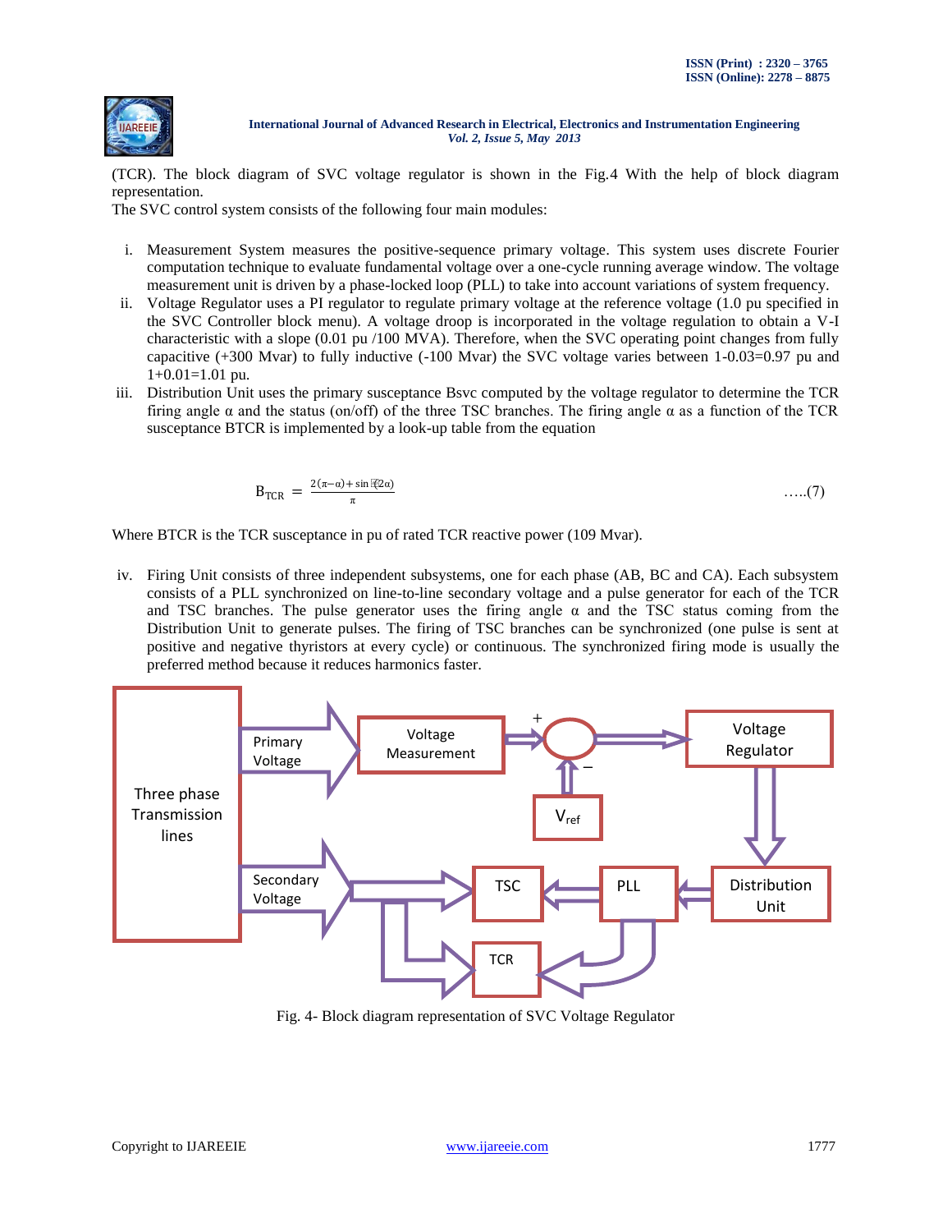(TCR). The block diagram of SVC voltage regulator is shown in the Fig.4 With the help of block diagram representation.

The SVC control system consists of the following four main modules:

i. Measurement System measures the positive-sequence primary voltage. This system uses discrete Fourier computation technique to evaluate fundamental voltage over a one-cycle running average window. The voltage measurement unit is driven by a phase-locked loop (PLL) to take into account variations of system frequency.

ii. Voltage Regulator uses a PI regulator to regulate primary voltage at the reference voltage (1.0 pu specified in the SVC Controller block menu). A voltage droop is incorporated in the voltage regulation to obtain a V-I characteristic with a slope (0.01 pu /100 MVA). Therefore, when the SVC operating point changes from fully capacitive (+300 Mvar) to fully inductive (-100 Mvar) the SVC voltage varies between 1-0.03=0.97 pu and 1+0.01=1.01 pu.

iii. Distribution Unit uses the primary susceptance Bsvc computed by the voltage regulator to determine the TCR firing angle α and the status (on/off) of the three TSC branches. The firing angle α as a function of the TCR susceptance BTCR is implemented by a look-up table from the equation

$$B_{TCR} = \frac{2(\pi-\alpha)+\sin(2\alpha)}{\pi} \quad .....(7)$$

Where BTCR is the TCR susceptance in pu of rated TCR reactive power (109 Mvar).

iv. Firing Unit consists of three independent subsystems, one for each phase (AB, BC and CA). Each subsystem consists of a PLL synchronized on line-to-line secondary voltage and a pulse generator for each of the TCR and TSC branches. The pulse generator uses the firing angle α and the TSC status coming from the Distribution Unit to generate pulses. The firing of TSC branches can be synchronized (one pulse is sent at positive and negative thyristors at every cycle) or continuous. The synchronized firing mode is usually the preferred method because it reduces harmonics faster.

Fig. 4- Block diagram representation of SVC Voltage Regulator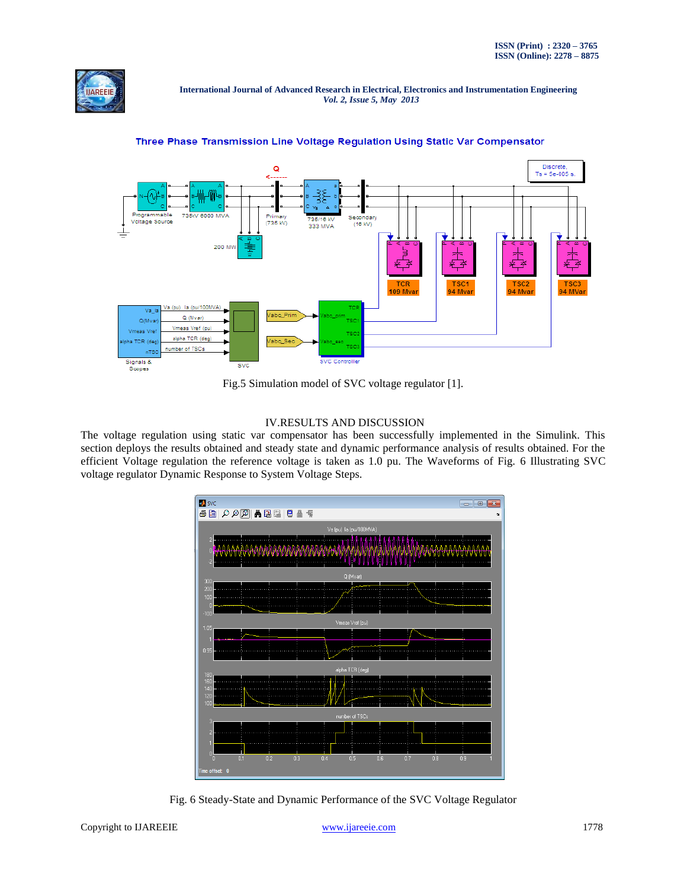Fig.5 Simulation model of SVC voltage regulator [1].

## IV.RESULTS AND DISCUSSION

The voltage regulation using static var compensator has been successfully implemented in the Simulink. This section deploys the results obtained and steady state and dynamic performance analysis of results obtained. For the efficient Voltage regulation the reference voltage is taken as 1.0 pu. The Waveforms of Fig. 6 Illustrating SVC voltage regulator Dynamic Response to System Voltage Steps.

Fig. 6 Steady-State and Dynamic Performance of the SVC Voltage Regulator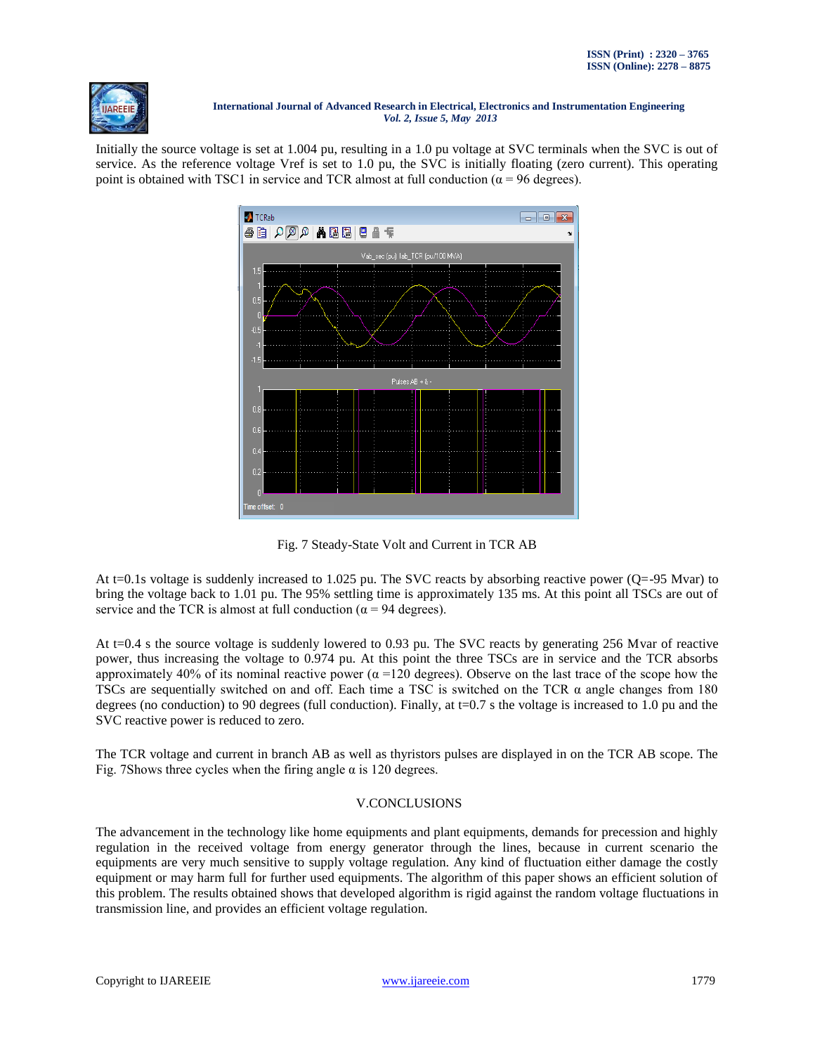Initially the source voltage is set at 1.004 pu, resulting in a 1.0 pu voltage at SVC terminals when the SVC is out of service. As the reference voltage Vref is set to 1.0 pu, the SVC is initially floating (zero current). This operating point is obtained with TSC1 in service and TCR almost at full conduction ($\alpha$ = 96 degrees).

Fig. 7 Steady-State Volt and Current in TCR AB

At t=0.1s voltage is suddenly increased to 1.025 pu. The SVC reacts by absorbing reactive power (Q=-95 Mvar) to bring the voltage back to 1.01 pu. The 95% settling time is approximately 135 ms. At this point all TSCs are out of service and the TCR is almost at full conduction ($\alpha$ = 94 degrees).

At t=0.4 s the source voltage is suddenly lowered to 0.93 pu. The SVC reacts by generating 256 Mvar of reactive power, thus increasing the voltage to 0.974 pu. At this point the three TSCs are in service and the TCR absorbs approximately 40% of its nominal reactive power ($\alpha$ =120 degrees). Observe on the last trace of the scope how the TSCs are sequentially switched on and off. Each time a TSC is switched on the TCR $\alpha$ angle changes from 180 degrees (no conduction) to 90 degrees (full conduction). Finally, at t=0.7 s the voltage is increased to 1.0 pu and the SVC reactive power is reduced to zero.

The TCR voltage and current in branch AB as well as thyristors pulses are displayed in on the TCR AB scope. The Fig. 7Shows three cycles when the firing angle $\alpha$ is 120 degrees.

## V.CONCLUSIONS

The advancement in the technology like home equipments and plant equipments, demands for precession and highly regulation in the received voltage from energy generator through the lines, because in current scenario the equipments are very much sensitive to supply voltage regulation. Any kind of fluctuation either damage the costly equipment or may harm full for further used equipments. The algorithm of this paper shows an efficient solution of this problem. The results obtained shows that developed algorithm is rigid against the random voltage fluctuations in transmission line, and provides an efficient voltage regulation.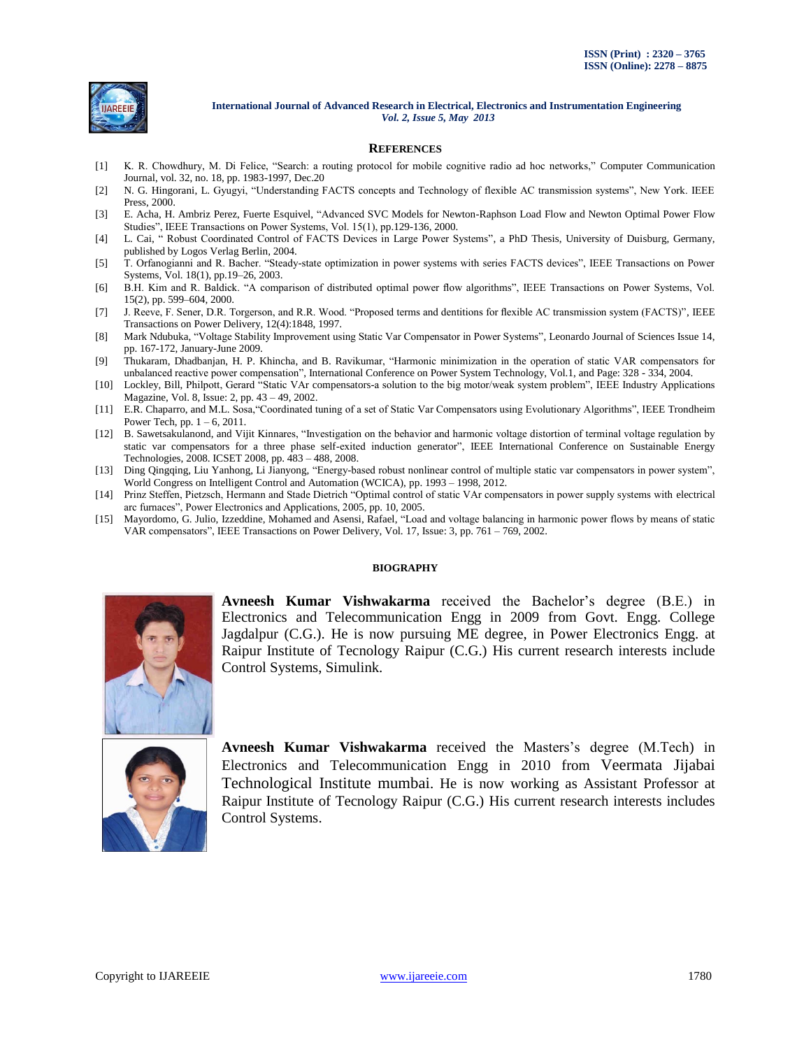## REFERENCES

[1] K. R. Chowdhury, M. Di Felice, "Search: a routing protocol for mobile cognitive radio ad hoc networks," Computer Communication Journal, vol. 32, no. 18, pp. 1983-1997, Dec.20

[2] N. G. Hingorani, L. Gyugyi, "Understanding FACTS concepts and Technology of flexible AC transmission systems", New York. IEEE Press, 2000.

[3] E. Acha, H. Ambriz Perez, Fuerte Esquivel, "Advanced SVC Models for Newton-Raphson Load Flow and Newton Optimal Power Flow Studies", IEEE Transactions on Power Systems, Vol. 15(1), pp.129-136, 2000.

[4] L. Cai, " Robust Coordinated Control of FACTS Devices in Large Power Systems", a PhD Thesis, University of Duisburg, Germany, published by Logos Verlag Berlin, 2004.

[5] T. Orfanogianni and R. Bacher. "Steady-state optimization in power systems with series FACTS devices", IEEE Transactions on Power Systems, Vol. 18(1), pp.19–26, 2003.

[6] B.H. Kim and R. Baldick. "A comparison of distributed optimal power flow algorithms", IEEE Transactions on Power Systems, Vol. 15(2), pp. 599–604, 2000.

[7] J. Reeve, F. Sener, D.R. Torgerson, and R.R. Wood. "Proposed terms and dentitions for flexible AC transmission system (FACTS)", IEEE Transactions on Power Delivery, 12(4):1848, 1997.

[8] Mark Ndubuka, "Voltage Stability Improvement using Static Var Compensator in Power Systems", Leonardo Journal of Sciences Issue 14, pp. 167-172, January-June 2009.

[9] Thukaram, Dhadbanjan, H. P. Khincha, and B. Ravikumar, "Harmonic minimization in the operation of static VAR compensators for unbalanced reactive power compensation", International Conference on Power System Technology, Vol.1, and Page: 328 - 334, 2004.

[10] Lockley, Bill, Philpott, Gerard "Static VAr compensators-a solution to the big motor/weak system problem", IEEE Industry Applications Magazine, Vol. 8, Issue: 2, pp. 43 – 49, 2002.

[11] E.R. Chaparro, and M.L. Sosa,"Coordinated tuning of a set of Static Var Compensators using Evolutionary Algorithms", IEEE Trondheim Power Tech, pp. 1 – 6, 2011.

[12] B. Sawetsakulanond, and Vijit Kinnares, "Investigation on the behavior and harmonic voltage distortion of terminal voltage regulation by static var compensators for a three phase self-exited induction generator", IEEE International Conference on Sustainable Energy Technologies, 2008. ICSET 2008, pp. 483 – 488, 2008.

[13] Ding Qingqing, Liu Yanhong, Li Jianyong, "Energy-based robust nonlinear control of multiple static var compensators in power system", World Congress on Intelligent Control and Automation (WCICA), pp. 1993 – 1998, 2012.

[14] Prinz Steffen, Pietzsch, Hermann and Stade Dietrich "Optimal control of static VAr compensators in power supply systems with electrical arc furnaces", Power Electronics and Applications, 2005, pp. 10, 2005.

[15] Mayordomo, G. Julio, Izzeddine, Mohamed and Asensi, Rafael, "Load and voltage balancing in harmonic power flows by means of static VAR compensators", IEEE Transactions on Power Delivery, Vol. 17, Issue: 3, pp. 761 – 769, 2002.

## BIOGRAPHY

**Avneesh Kumar Vishwakarma** received the Bachelor's degree (B.E.) in Electronics and Telecommunication Engg in 2009 from Govt. Engg. College Jagdalpur (C.G.). He is now pursuing ME degree, in Power Electronics Engg. at Raipur Institute of Tecnology Raipur (C.G.) His current research interests include Control Systems, Simulink.

**Avneesh Kumar Vishwakarma** received the Masters's degree (M.Tech) in Electronics and Telecommunication Engg in 2010 from Veermata Jijabai Technological Institute mumbai. He is now working as Assistant Professor at Raipur Institute of Tecnology Raipur (C.G.) His current research interests includes Control Systems.